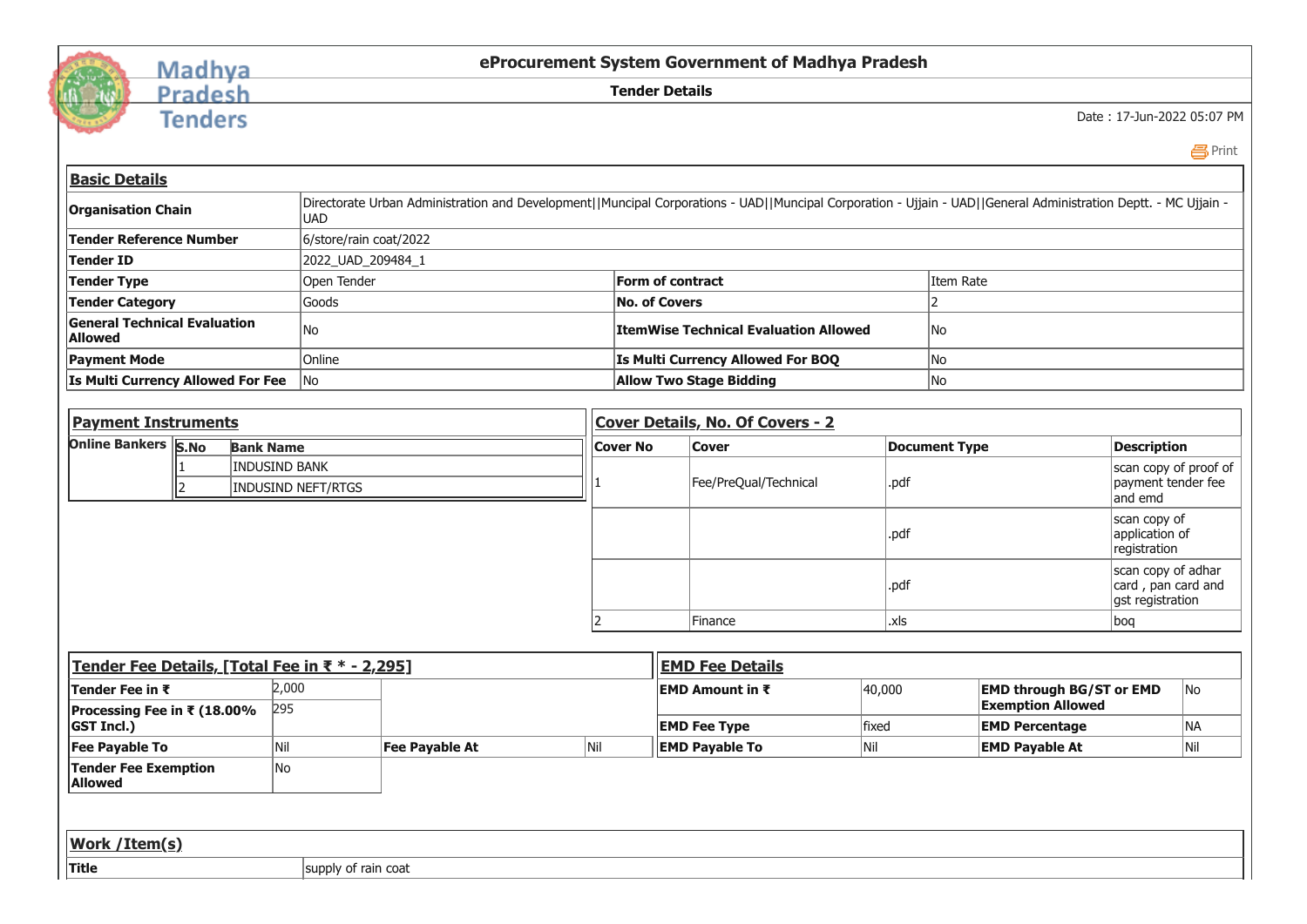# eProcurement System Government of Madhya Pradesh

## Tender Details

Date : 17-Jun-2022 05:07 PM

### Basic Details

| | | | |
|---|---|---|---|
| **Organisation Chain** | Directorate Urban Administration and Development\|\|Muncipal Corporations - UAD\|\|Muncipal Corporation - Ujjain - UAD\|\|General Administration Deptt. - MC Ujjain - UAD | | |
| **Tender Reference Number** | 6/store/rain coat/2022 | | |
| **Tender ID** | 2022_UAD_209484_1 | | |
| **Tender Type** | Open Tender | **Form of contract** | Item Rate |
| **Tender Category** | Goods | **No. of Covers** | 2 |
| **General Technical Evaluation Allowed** | No | **ItemWise Technical Evaluation Allowed** | No |
| **Payment Mode** | Online | **Is Multi Currency Allowed For BOQ** | No |
| **Is Multi Currency Allowed For Fee** | No | **Allow Two Stage Bidding** | No |

### Payment Instruments

**Online Bankers**

| S.No | Bank Name |
|---|---|
| 1 | INDUSIND BANK |
| 2 | INDUSIND NEFT/RTGS |

### Cover Details, No. Of Covers - 2

| Cover No | Cover | Document Type | Description |
|---|---|---|---|
| 1 | Fee/PreQual/Technical | .pdf | scan copy of proof of payment tender fee and emd |
| | | .pdf | scan copy of application of registration |
| | | .pdf | scan copy of adhar card , pan card and gst registration |
| 2 | Finance | .xls | boq |

### Tender Fee Details, [Total Fee in ₹ * - 2,295]

| | | | |
|---|---|---|---|
| **Tender Fee in ₹** | 2,000 | | |
| **Processing Fee in ₹ (18.00% GST Incl.)** | 295 | | |
| **Fee Payable To** | Nil | **Fee Payable At** | Nil |
| **Tender Fee Exemption Allowed** | No | | |

### EMD Fee Details

| | | | |
|---|---|---|---|
| **EMD Amount in ₹** | 40,000 | **EMD through BG/ST or EMD Exemption Allowed** | No |
| **EMD Fee Type** | fixed | **EMD Percentage** | NA |
| **EMD Payable To** | Nil | **EMD Payable At** | Nil |

### Work /Item(s)

| | |
|---|---|
| **Title** | supply of rain coat |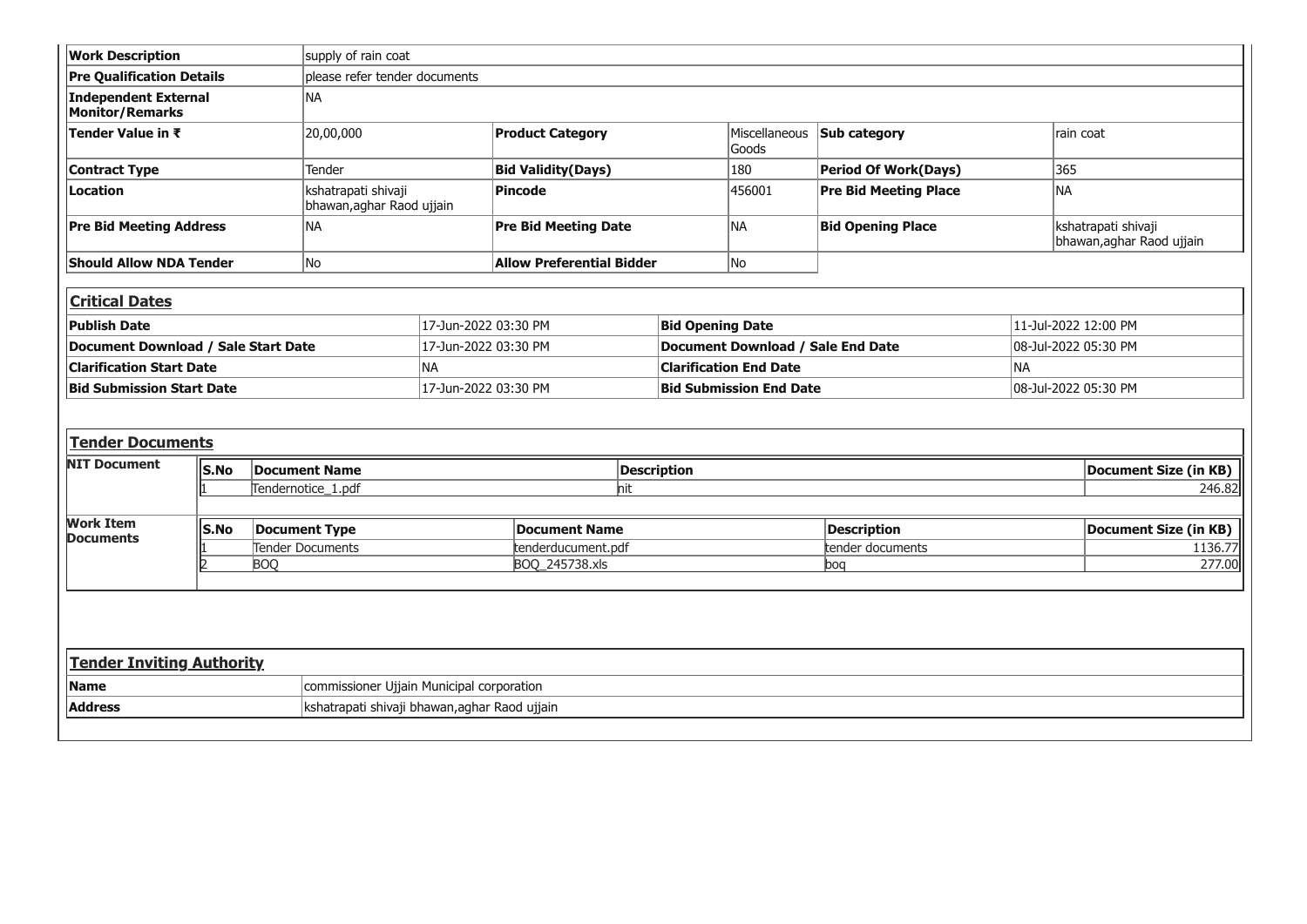| | | | | | | | |
|---|---|---|---|---|---|---|---|
| **Work Description** | supply of rain coat | | | | | | |
| **Pre Qualification Details** | please refer tender documents | | | | | | |
| **Independent External Monitor/Remarks** | NA | | | | | | |
| **Tender Value in ₹** | 20,00,000 | **Product Category** | Miscellaneous Goods | **Sub category** | rain coat | | |
| **Contract Type** | Tender | **Bid Validity(Days)** | 180 | **Period Of Work(Days)** | 365 | | |
| **Location** | kshatrapati shivaji bhawan,aghar Raod ujjain | **Pincode** | 456001 | **Pre Bid Meeting Place** | NA | | |
| **Pre Bid Meeting Address** | NA | **Pre Bid Meeting Date** | NA | **Bid Opening Place** | kshatrapati shivaji bhawan,aghar Raod ujjain | | |
| **Should Allow NDA Tender** | No | **Allow Preferential Bidder** | No | | | | |

## Critical Dates

| | | | |
|---|---|---|---|
| **Publish Date** | 17-Jun-2022 03:30 PM | **Bid Opening Date** | 11-Jul-2022 12:00 PM |
| **Document Download / Sale Start Date** | 17-Jun-2022 03:30 PM | **Document Download / Sale End Date** | 08-Jul-2022 05:30 PM |
| **Clarification Start Date** | NA | **Clarification End Date** | NA |
| **Bid Submission Start Date** | 17-Jun-2022 03:30 PM | **Bid Submission End Date** | 08-Jul-2022 05:30 PM |

## Tender Documents

**NIT Document**

| S.No | Document Name | Description | Document Size (in KB) |
|---|---|---|---|
| 1 | Tendernotice_1.pdf | nit | 246.82 |

**Work Item Documents**

| S.No | Document Type | Document Name | Description | Document Size (in KB) |
|---|---|---|---|---|
| 1 | Tender Documents | tenderducument.pdf | tender documents | 1136.77 |
| 2 | BOQ | BOQ_245738.xls | boq | 277.00 |

## Tender Inviting Authority

| | |
|---|---|
| **Name** | commissioner Ujjain Municipal corporation |
| **Address** | kshatrapati shivaji bhawan,aghar Raod ujjain |